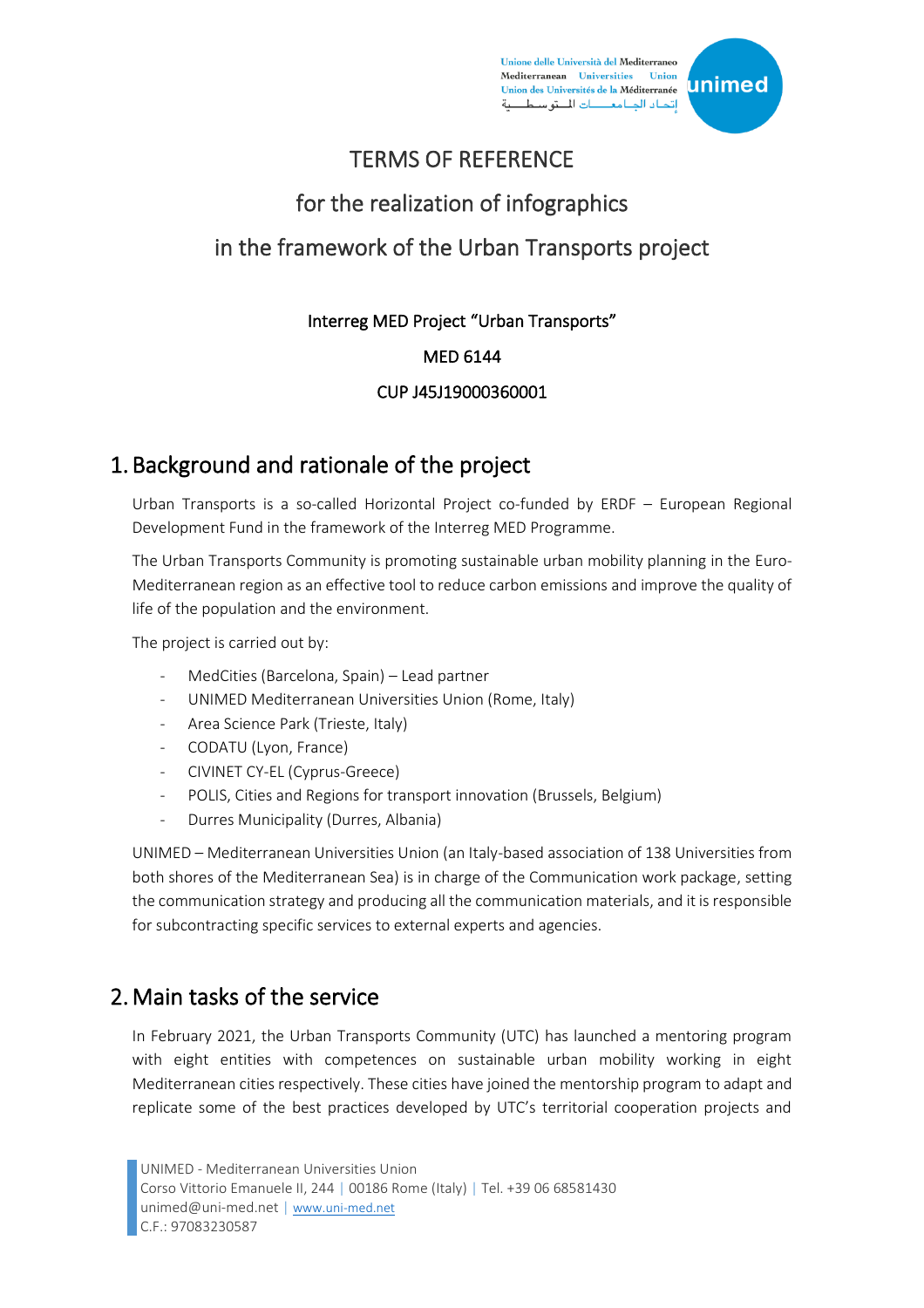# TERMS OF REFERENCE

## for the realization of infographics

## in the framework of the Urban Transports project

Interreg MED Project "Urban Transports"

MED 6144

CUP J45J19000360001

## 1. Background and rationale of the project

Urban Transports is a so-called Horizontal Project co-funded by ERDF – European Regional Development Fund in the framework of the Interreg MED Programme.

The Urban Transports Community is promoting sustainable urban mobility planning in the Euro-Mediterranean region as an effective tool to reduce carbon emissions and improve the quality of life of the population and the environment.

The project is carried out by:

- MedCities (Barcelona, Spain) – Lead partner
- UNIMED Mediterranean Universities Union (Rome, Italy)
- Area Science Park (Trieste, Italy)
- CODATU (Lyon, France)
- CIVINET CY-EL (Cyprus-Greece)
- POLIS, Cities and Regions for transport innovation (Brussels, Belgium)
- Durres Municipality (Durres, Albania)

UNIMED – Mediterranean Universities Union (an Italy-based association of 138 Universities from both shores of the Mediterranean Sea) is in charge of the Communication work package, setting the communication strategy and producing all the communication materials, and it is responsible for subcontracting specific services to external experts and agencies.

## 2. Main tasks of the service

In February 2021, the Urban Transports Community (UTC) has launched a mentoring program with eight entities with competences on sustainable urban mobility working in eight Mediterranean cities respectively. These cities have joined the mentorship program to adapt and replicate some of the best practices developed by UTC's territorial cooperation projects and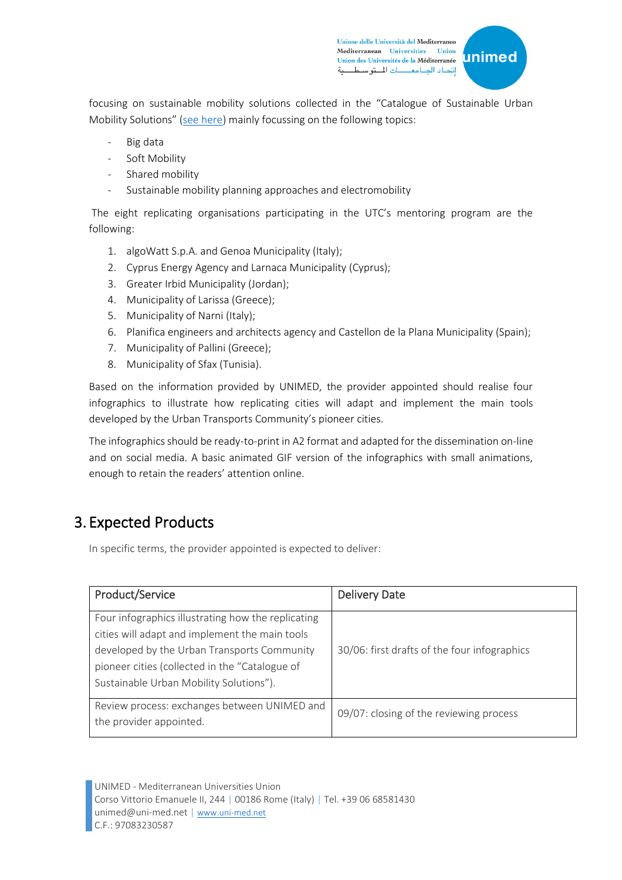focusing on sustainable mobility solutions collected in the "Catalogue of Sustainable Urban Mobility Solutions" (see here) mainly focussing on the following topics:

- Big data
- Soft Mobility
- Shared mobility
- Sustainable mobility planning approaches and electromobility

The eight replicating organisations participating in the UTC's mentoring program are the following:

1. algoWatt S.p.A. and Genoa Municipality (Italy);
2. Cyprus Energy Agency and Larnaca Municipality (Cyprus);
3. Greater Irbid Municipality (Jordan);
4. Municipality of Larissa (Greece);
5. Municipality of Narni (Italy);
6. Planifica engineers and architects agency and Castellon de la Plana Municipality (Spain);
7. Municipality of Pallini (Greece);
8. Municipality of Sfax (Tunisia).

Based on the information provided by UNIMED, the provider appointed should realise four infographics to illustrate how replicating cities will adapt and implement the main tools developed by the Urban Transports Community's pioneer cities.

The infographics should be ready-to-print in A2 format and adapted for the dissemination on-line and on social media. A basic animated GIF version of the infographics with small animations, enough to retain the readers' attention online.

## 3. Expected Products

In specific terms, the provider appointed is expected to deliver:

| Product/Service | Delivery Date |
|---|---|
| Four infographics illustrating how the replicating cities will adapt and implement the main tools developed by the Urban Transports Community pioneer cities (collected in the "Catalogue of Sustainable Urban Mobility Solutions"). | 30/06: first drafts of the four infographics |
| Review process: exchanges between UNIMED and the provider appointed. | 09/07: closing of the reviewing process |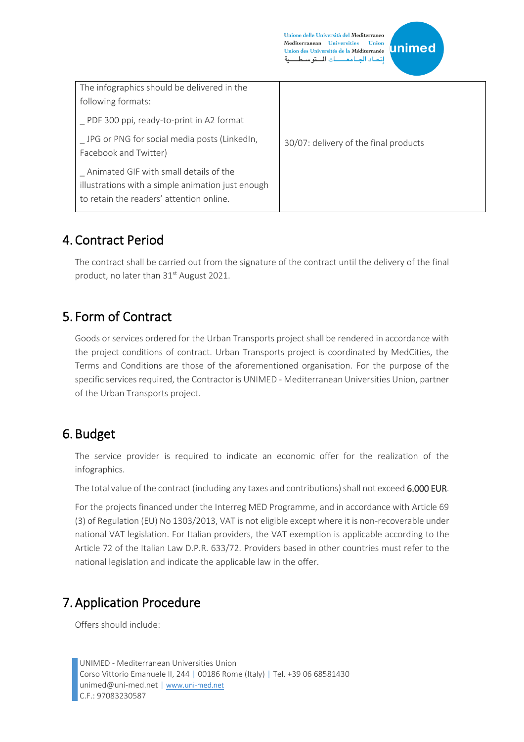| | |
|---|---|
| The infographics should be delivered in the following formats:<br>_ PDF 300 ppi, ready-to-print in A2 format<br>_ JPG or PNG for social media posts (LinkedIn, Facebook and Twitter)<br>_ Animated GIF with small details of the illustrations with a simple animation just enough to retain the readers' attention online. | 30/07: delivery of the final products |

## 4. Contract Period

The contract shall be carried out from the signature of the contract until the delivery of the final product, no later than 31st August 2021.

## 5. Form of Contract

Goods or services ordered for the Urban Transports project shall be rendered in accordance with the project conditions of contract. Urban Transports project is coordinated by MedCities, the Terms and Conditions are those of the aforementioned organisation. For the purpose of the specific services required, the Contractor is UNIMED - Mediterranean Universities Union, partner of the Urban Transports project.

## 6. Budget

The service provider is required to indicate an economic offer for the realization of the infographics.

The total value of the contract (including any taxes and contributions) shall not exceed **6.000 EUR**.

For the projects financed under the Interreg MED Programme, and in accordance with Article 69 (3) of Regulation (EU) No 1303/2013, VAT is not eligible except where it is non-recoverable under national VAT legislation. For Italian providers, the VAT exemption is applicable according to the Article 72 of the Italian Law D.P.R. 633/72. Providers based in other countries must refer to the national legislation and indicate the applicable law in the offer.

## 7. Application Procedure

Offers should include: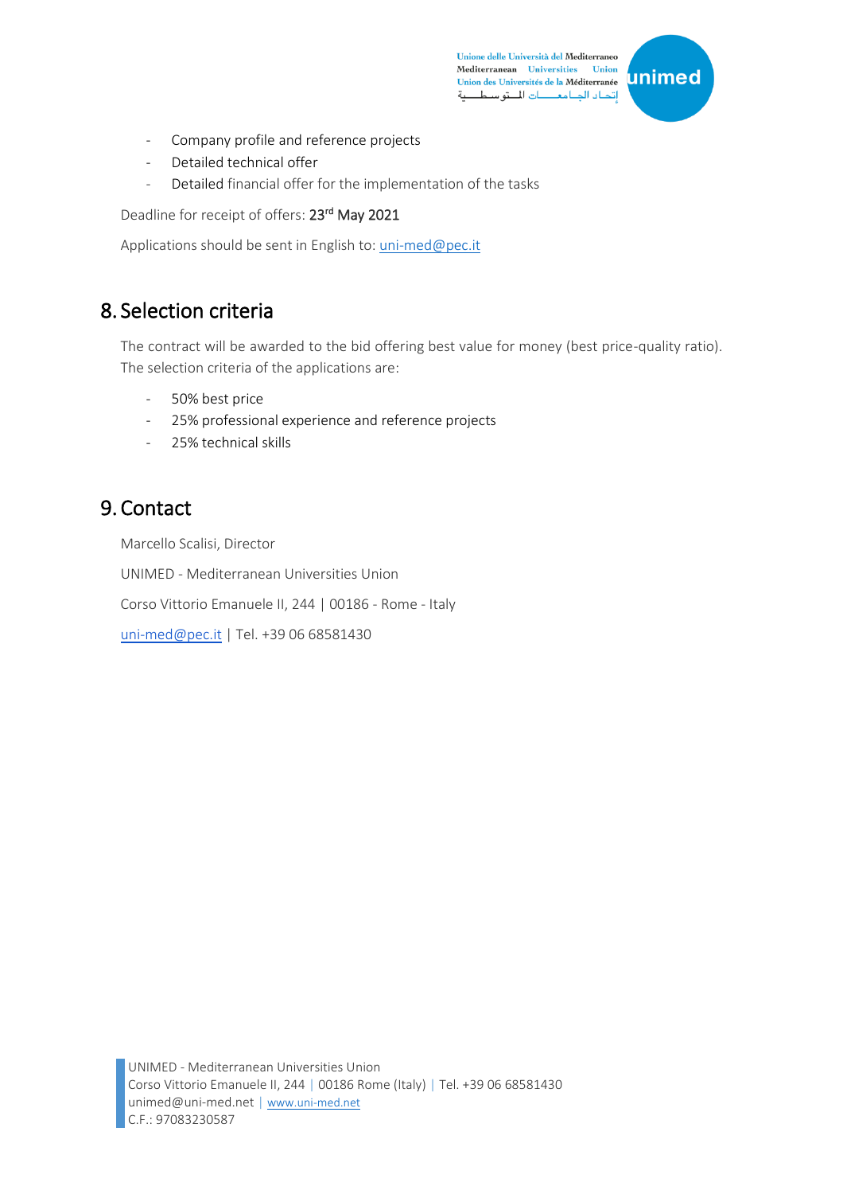- Company profile and reference projects
- Detailed technical offer
- Detailed financial offer for the implementation of the tasks

Deadline for receipt of offers: 23rd May 2021

Applications should be sent in English to: uni-med@pec.it

## 8. Selection criteria

The contract will be awarded to the bid offering best value for money (best price-quality ratio). The selection criteria of the applications are:

- 50% best price
- 25% professional experience and reference projects
- 25% technical skills

## 9. Contact

Marcello Scalisi, Director

UNIMED - Mediterranean Universities Union

Corso Vittorio Emanuele II, 244 | 00186 - Rome - Italy

uni-med@pec.it | Tel. +39 06 68581430